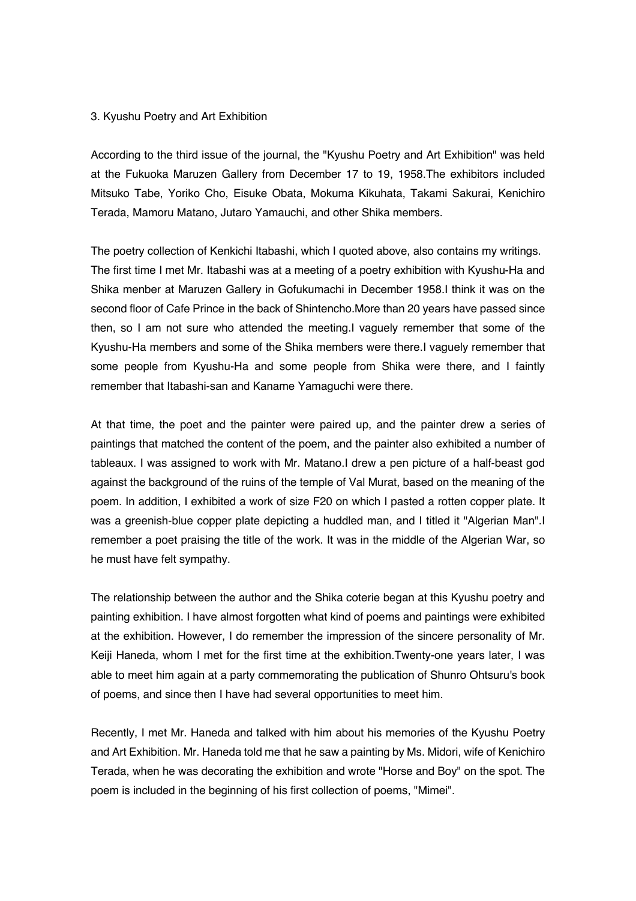### 3. Kyushu Poetry and Art Exhibition

According to the third issue of the journal, the "Kyushu Poetry and Art Exhibition" was held at the Fukuoka Maruzen Gallery from December 17 to 19, 1958.The exhibitors included Mitsuko Tabe, Yoriko Cho, Eisuke Obata, Mokuma Kikuhata, Takami Sakurai, Kenichiro Terada, Mamoru Matano, Jutaro Yamauchi, and other Shika members.

The poetry collection of Kenkichi Itabashi, which I quoted above, also contains my writings. The first time I met Mr. Itabashi was at a meeting of a poetry exhibition with Kyushu-Ha and Shika menber at Maruzen Gallery in Gofukumachi in December 1958.I think it was on the second floor of Cafe Prince in the back of Shintencho.More than 20 years have passed since then, so I am not sure who attended the meeting.I vaguely remember that some of the Kyushu-Ha members and some of the Shika members were there.I vaguely remember that some people from Kyushu-Ha and some people from Shika were there, and I faintly remember that Itabashi-san and Kaname Yamaguchi were there.

At that time, the poet and the painter were paired up, and the painter drew a series of paintings that matched the content of the poem, and the painter also exhibited a number of tableaux. I was assigned to work with Mr. Matano.I drew a pen picture of a half-beast god against the background of the ruins of the temple of Val Murat, based on the meaning of the poem. In addition, I exhibited a work of size F20 on which I pasted a rotten copper plate. It was a greenish-blue copper plate depicting a huddled man, and I titled it "Algerian Man".I remember a poet praising the title of the work. It was in the middle of the Algerian War, so he must have felt sympathy.

The relationship between the author and the Shika coterie began at this Kyushu poetry and painting exhibition. I have almost forgotten what kind of poems and paintings were exhibited at the exhibition. However, I do remember the impression of the sincere personality of Mr. Keiji Haneda, whom I met for the first time at the exhibition.Twenty-one years later, I was able to meet him again at a party commemorating the publication of Shunro Ohtsuru's book of poems, and since then I have had several opportunities to meet him.

Recently, I met Mr. Haneda and talked with him about his memories of the Kyushu Poetry and Art Exhibition. Mr. Haneda told me that he saw a painting by Ms. Midori, wife of Kenichiro Terada, when he was decorating the exhibition and wrote "Horse and Boy" on the spot. The poem is included in the beginning of his first collection of poems, "Mimei".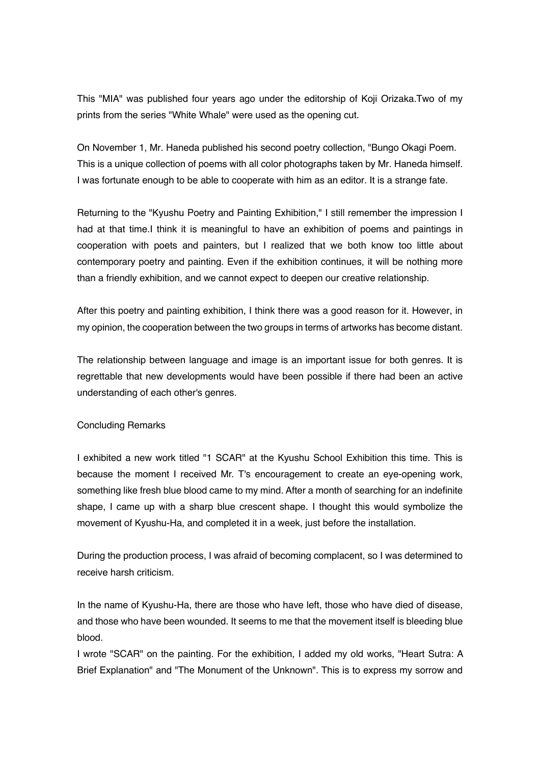This "MIA" was published four years ago under the editorship of Koji Orizaka.Two of my prints from the series "White Whale" were used as the opening cut.

On November 1, Mr. Haneda published his second poetry collection, "Bungo Okagi Poem. This is a unique collection of poems with all color photographs taken by Mr. Haneda himself. I was fortunate enough to be able to cooperate with him as an editor. It is a strange fate.

Returning to the "Kyushu Poetry and Painting Exhibition," I still remember the impression I had at that time.I think it is meaningful to have an exhibition of poems and paintings in cooperation with poets and painters, but I realized that we both know too little about contemporary poetry and painting. Even if the exhibition continues, it will be nothing more than a friendly exhibition, and we cannot expect to deepen our creative relationship.

After this poetry and painting exhibition, I think there was a good reason for it. However, in my opinion, the cooperation between the two groups in terms of artworks has become distant.

The relationship between language and image is an important issue for both genres. It is regrettable that new developments would have been possible if there had been an active understanding of each other's genres.

Concluding Remarks

I exhibited a new work titled "1 SCAR" at the Kyushu School Exhibition this time. This is because the moment I received Mr. T's encouragement to create an eye-opening work, something like fresh blue blood came to my mind. After a month of searching for an indefinite shape, I came up with a sharp blue crescent shape. I thought this would symbolize the movement of Kyushu-Ha, and completed it in a week, just before the installation.

During the production process, I was afraid of becoming complacent, so I was determined to receive harsh criticism.

In the name of Kyushu-Ha, there are those who have left, those who have died of disease, and those who have been wounded. It seems to me that the movement itself is bleeding blue blood.

I wrote "SCAR" on the painting. For the exhibition, I added my old works, "Heart Sutra: A Brief Explanation" and "The Monument of the Unknown". This is to express my sorrow and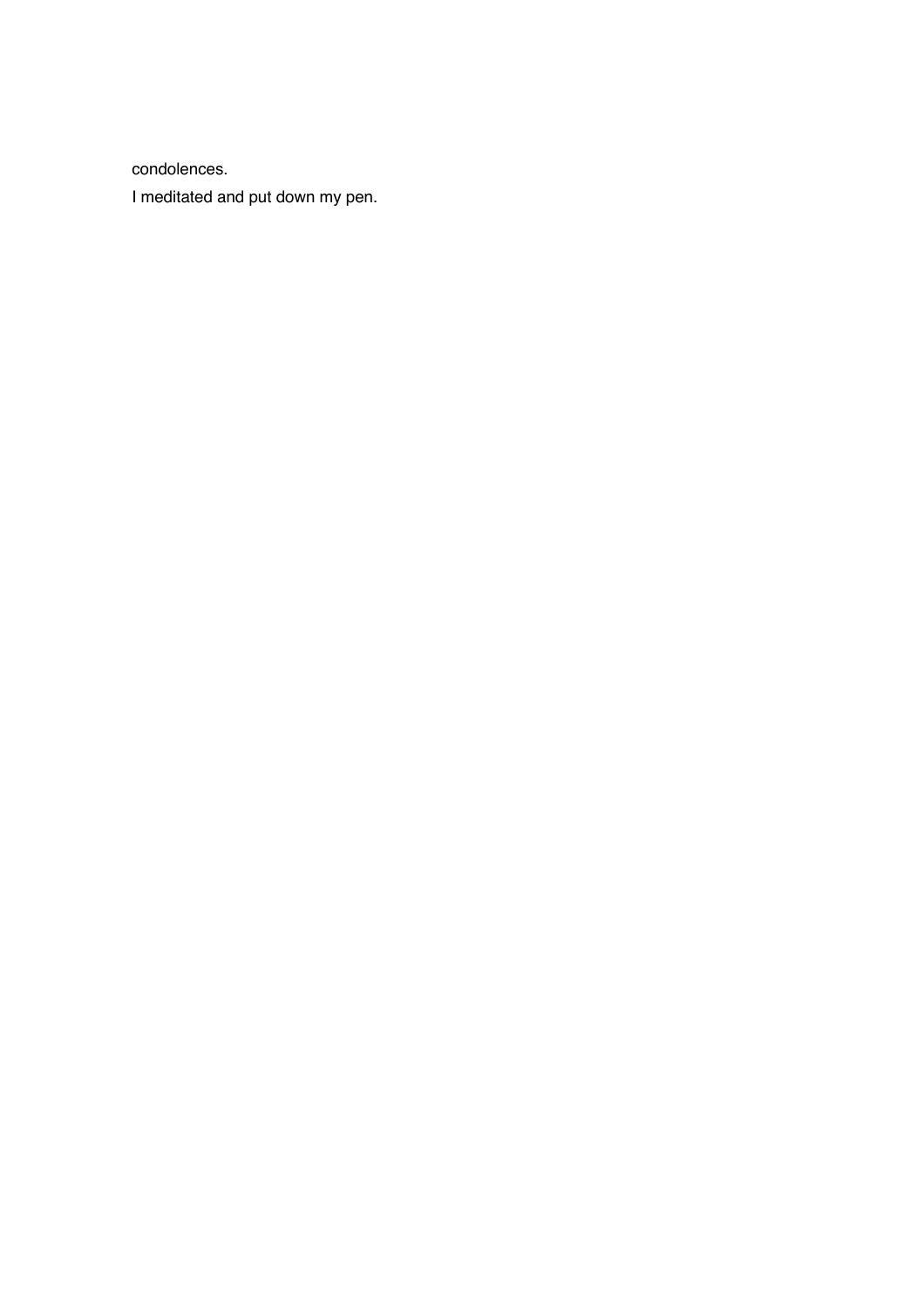condolences.

I meditated and put down my pen.